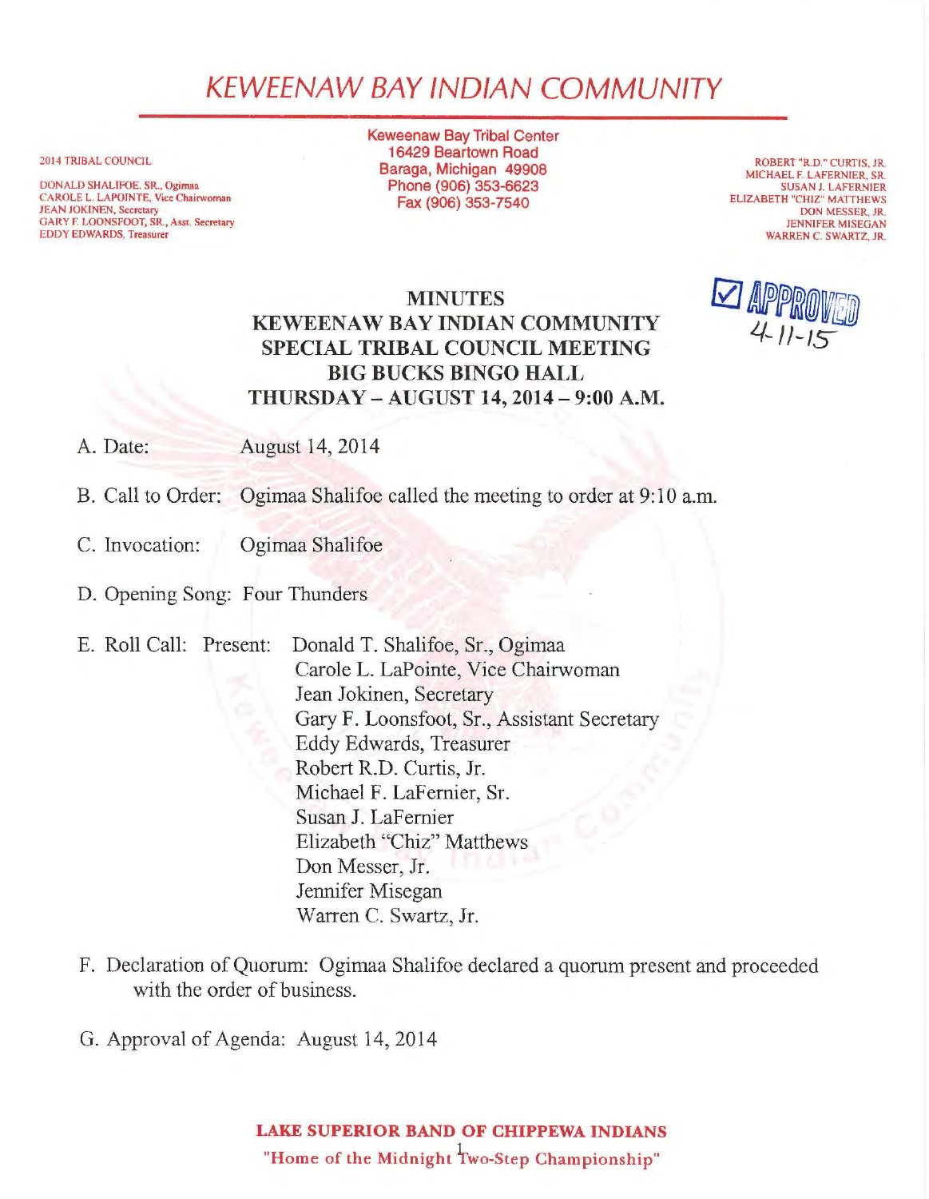# KEWEENAW BAY INDIAN COMMUNITY

2014 TRIBAL COUNCIL

DONALD SHALIFOE, SR., Ogimaa
CAROLE L. LAPOINTE, Vice Chairwoman
JEAN JOKINEN, Secretary
GARY F. LOONSFOOT, SR., Asst. Secretary
EDDY EDWARDS, Treasurer

Keweenaw Bay Tribal Center
16429 Beartown Road
Baraga, Michigan 49908
Phone (906) 353-6623
Fax (906) 353-7540

ROBERT "R.D." CURTIS, JR.
MICHAEL F. LAFERNIER, SR.
SUSAN J. LAFERNIER
ELIZABETH "CHIZ" MATTHEWS
DON MESSER, JR.
JENNIFER MISEGAN
WARREN C. SWARTZ, JR.

☑ APPROVED 4-11-15

**MINUTES**
**KEWEENAW BAY INDIAN COMMUNITY**
**SPECIAL TRIBAL COUNCIL MEETING**
**BIG BUCKS BINGO HALL**
**THURSDAY – AUGUST 14, 2014 – 9:00 A.M.**

A. Date: August 14, 2014

B. Call to Order: Ogimaa Shalifoe called the meeting to order at 9:10 a.m.

C. Invocation: Ogimaa Shalifoe

D. Opening Song: Four Thunders

E. Roll Call: Present:
Donald T. Shalifoe, Sr., Ogimaa
Carole L. LaPointe, Vice Chairwoman
Jean Jokinen, Secretary
Gary F. Loonsfoot, Sr., Assistant Secretary
Eddy Edwards, Treasurer
Robert R.D. Curtis, Jr.
Michael F. LaFernier, Sr.
Susan J. LaFernier
Elizabeth "Chiz" Matthews
Don Messer, Jr.
Jennifer Misegan
Warren C. Swartz, Jr.

F. Declaration of Quorum: Ogimaa Shalifoe declared a quorum present and proceeded with the order of business.

G. Approval of Agenda: August 14, 2014

**LAKE SUPERIOR BAND OF CHIPPEWA INDIANS**
**"Home of the Midnight Two-Step Championship"**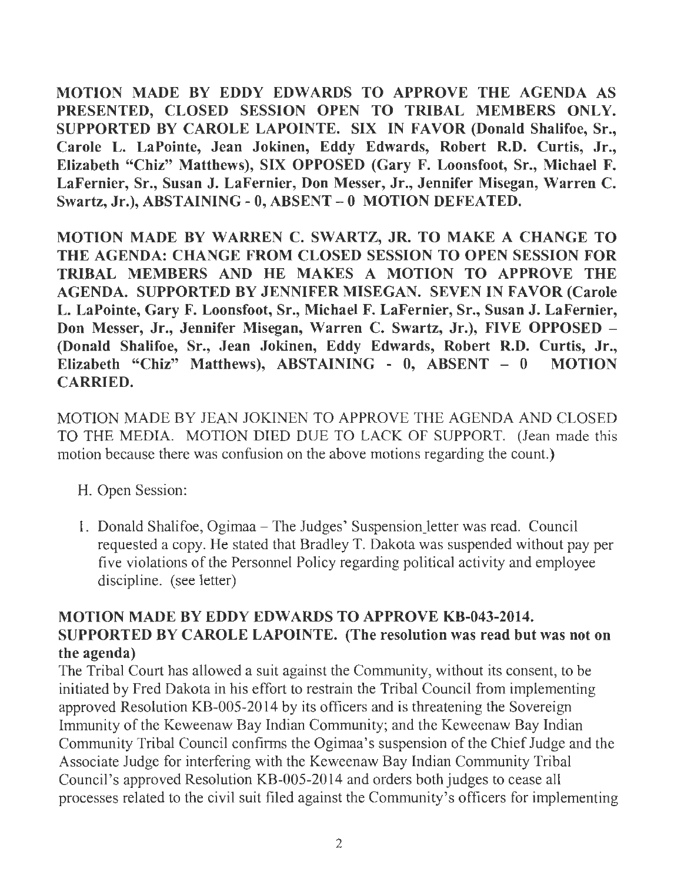**MOTION MADE BY EDDY EDWARDS TO APPROVE THE AGENDA AS PRESENTED, CLOSED SESSION OPEN TO TRIBAL MEMBERS ONLY. SUPPORTED BY CAROLE LAPOINTE. SIX IN FAVOR (Donald Shalifoe, Sr., Carole L. LaPointe, Jean Jokinen, Eddy Edwards, Robert R.D. Curtis, Jr., Elizabeth "Chiz" Matthews), SIX OPPOSED (Gary F. Loonsfoot, Sr., Michael F. LaFernier, Sr., Susan J. LaFernier, Don Messer, Jr., Jennifer Misegan, Warren C. Swartz, Jr.), ABSTAINING - 0, ABSENT – 0 MOTION DEFEATED.**

**MOTION MADE BY WARREN C. SWARTZ, JR. TO MAKE A CHANGE TO THE AGENDA: CHANGE FROM CLOSED SESSION TO OPEN SESSION FOR TRIBAL MEMBERS AND HE MAKES A MOTION TO APPROVE THE AGENDA. SUPPORTED BY JENNIFER MISEGAN. SEVEN IN FAVOR (Carole L. LaPointe, Gary F. Loonsfoot, Sr., Michael F. LaFernier, Sr., Susan J. LaFernier, Don Messer, Jr., Jennifer Misegan, Warren C. Swartz, Jr.), FIVE OPPOSED – (Donald Shalifoe, Sr., Jean Jokinen, Eddy Edwards, Robert R.D. Curtis, Jr., Elizabeth "Chiz" Matthews), ABSTAINING - 0, ABSENT – 0 MOTION CARRIED.**

MOTION MADE BY JEAN JOKINEN TO APPROVE THE AGENDA AND CLOSED TO THE MEDIA. MOTION DIED DUE TO LACK OF SUPPORT. (Jean made this motion because there was confusion on the above motions regarding the count.)

H. Open Session:

1. Donald Shalifoe, Ogimaa – The Judges' Suspension letter was read. Council requested a copy. He stated that Bradley T. Dakota was suspended without pay per five violations of the Personnel Policy regarding political activity and employee discipline. (see letter)

**MOTION MADE BY EDDY EDWARDS TO APPROVE KB-043-2014. SUPPORTED BY CAROLE LAPOINTE. (The resolution was read but was not on the agenda)**

The Tribal Court has allowed a suit against the Community, without its consent, to be initiated by Fred Dakota in his effort to restrain the Tribal Council from implementing approved Resolution KB-005-2014 by its officers and is threatening the Sovereign Immunity of the Keweenaw Bay Indian Community; and the Keweenaw Bay Indian Community Tribal Council confirms the Ogimaa's suspension of the Chief Judge and the Associate Judge for interfering with the Keweenaw Bay Indian Community Tribal Council's approved Resolution KB-005-2014 and orders both judges to cease all processes related to the civil suit filed against the Community's officers for implementing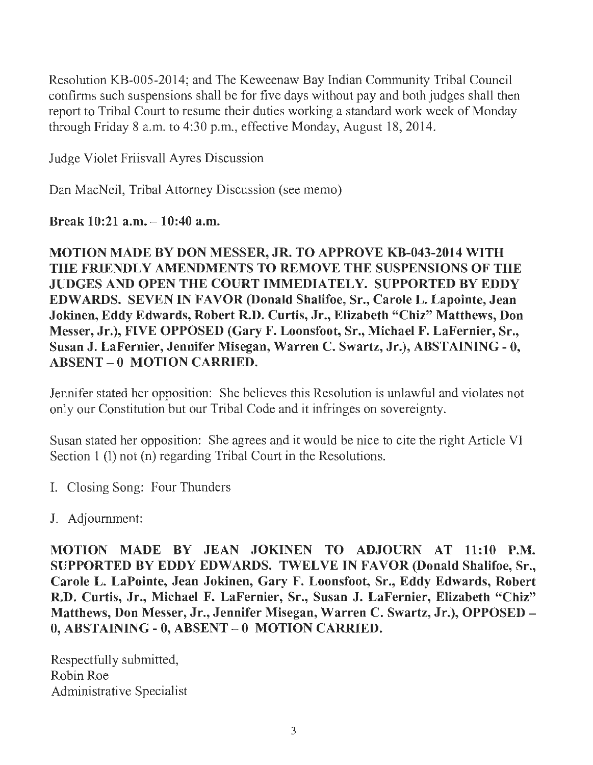Resolution KB-005-2014; and The Keweenaw Bay Indian Community Tribal Council confirms such suspensions shall be for five days without pay and both judges shall then report to Tribal Court to resume their duties working a standard work week of Monday through Friday 8 a.m. to 4:30 p.m., effective Monday, August 18, 2014.

Judge Violet Friisvall Ayres Discussion

Dan MacNeil, Tribal Attorney Discussion (see memo)

**Break 10:21 a.m. – 10:40 a.m.**

**MOTION MADE BY DON MESSER, JR. TO APPROVE KB-043-2014 WITH THE FRIENDLY AMENDMENTS TO REMOVE THE SUSPENSIONS OF THE JUDGES AND OPEN THE COURT IMMEDIATELY. SUPPORTED BY EDDY EDWARDS. SEVEN IN FAVOR (Donald Shalifoe, Sr., Carole L. Lapointe, Jean Jokinen, Eddy Edwards, Robert R.D. Curtis, Jr., Elizabeth "Chiz" Matthews, Don Messer, Jr.), FIVE OPPOSED (Gary F. Loonsfoot, Sr., Michael F. LaFernier, Sr., Susan J. LaFernier, Jennifer Misegan, Warren C. Swartz, Jr.), ABSTAINING - 0, ABSENT – 0 MOTION CARRIED.**

Jennifer stated her opposition: She believes this Resolution is unlawful and violates not only our Constitution but our Tribal Code and it infringes on sovereignty.

Susan stated her opposition: She agrees and it would be nice to cite the right Article VI Section 1 (l) not (n) regarding Tribal Court in the Resolutions.

I. Closing Song: Four Thunders

J. Adjournment:

**MOTION MADE BY JEAN JOKINEN TO ADJOURN AT 11:10 P.M. SUPPORTED BY EDDY EDWARDS. TWELVE IN FAVOR (Donald Shalifoe, Sr., Carole L. LaPointe, Jean Jokinen, Gary F. Loonsfoot, Sr., Eddy Edwards, Robert R.D. Curtis, Jr., Michael F. LaFernier, Sr., Susan J. LaFernier, Elizabeth "Chiz" Matthews, Don Messer, Jr., Jennifer Misegan, Warren C. Swartz, Jr.), OPPOSED – 0, ABSTAINING - 0, ABSENT – 0 MOTION CARRIED.**

Respectfully submitted,
Robin Roe
Administrative Specialist